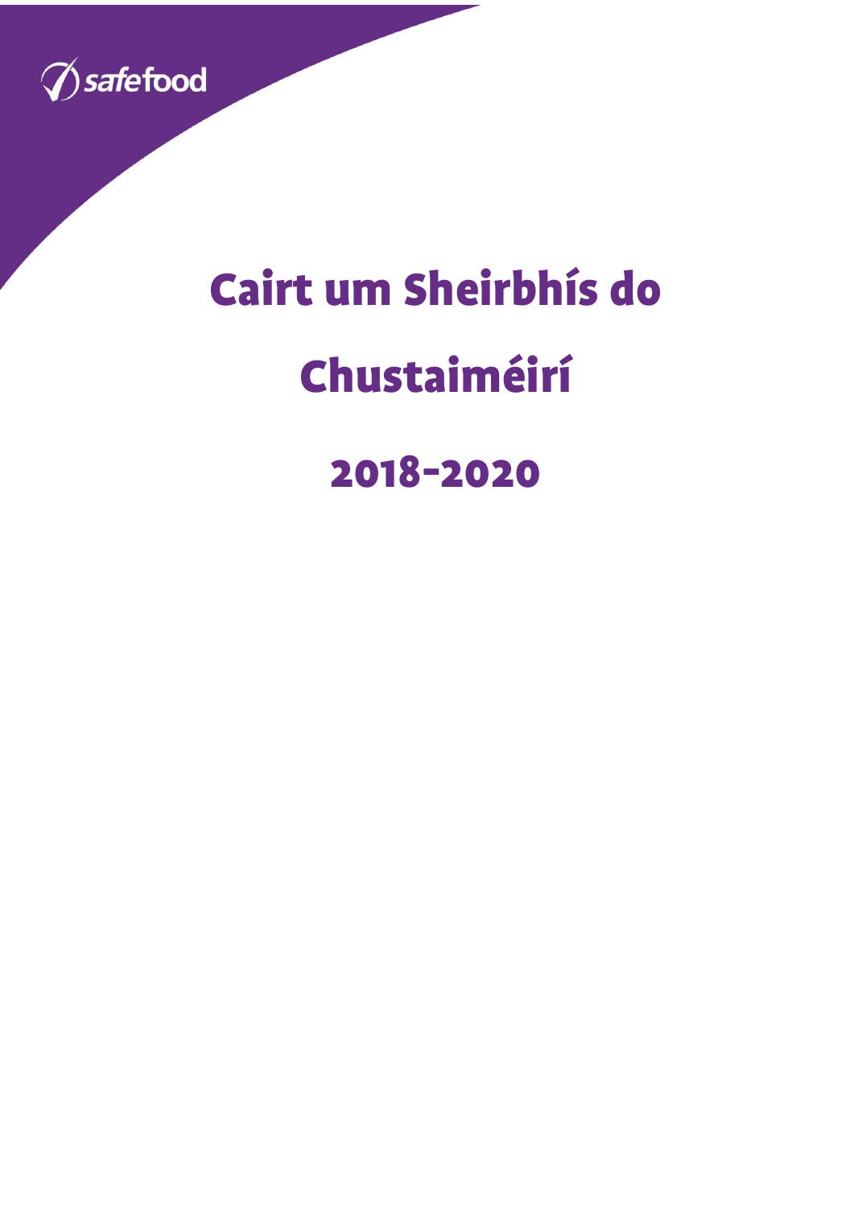safefood

# Cairt um Sheirbhís do Chustaiméirí

## 2018-2020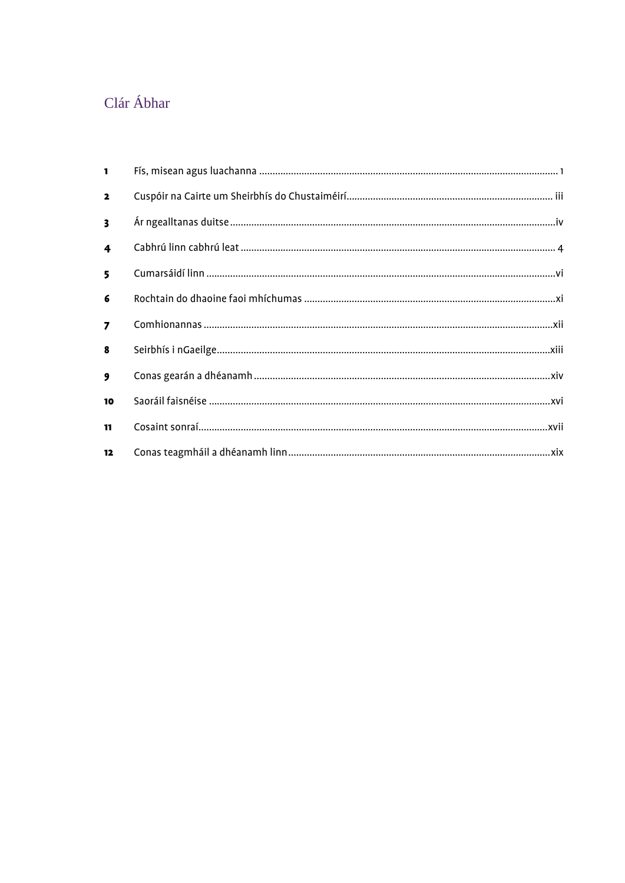# Clár Ábhar

| | | |
|---|---|---|
| **1** | Fís, misean agus luachanna | 1 |
| **2** | Cuspóir na Cairte um Sheirbhís do Chustaiméirí | iii |
| **3** | Ár ngealltanas duitse | iv |
| **4** | Cabhrú linn cabhrú leat | 4 |
| **5** | Cumarsáidí linn | vi |
| **6** | Rochtain do dhaoine faoi mhíchumas | xi |
| **7** | Comhionannas | xii |
| **8** | Seirbhís i nGaeilge | xiii |
| **9** | Conas gearán a dhéanamh | xiv |
| **10** | Saoráil faisnéise | xvi |
| **11** | Cosaint sonraí | xvii |
| **12** | Conas teagmháil a dhéanamh linn | xix |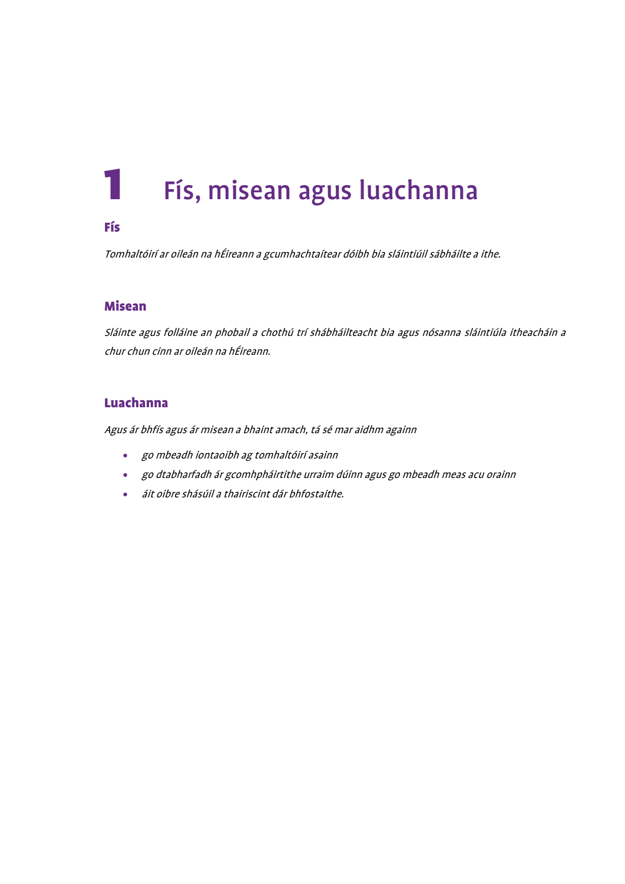# 1 Fís, misean agus luachanna

## Fís

*Tomhaltóirí ar oileán na hÉireann a gcumhachtaítear dóibh bia sláintiúil sábháilte a ithe.*

## Misean

*Sláinte agus folláine an phobail a chothú trí shábháilteacht bia agus nósanna sláintiúla itheacháin a chur chun cinn ar oileán na hÉireann.*

## Luachanna

*Agus ár bhfís agus ár misean a bhaint amach, tá sé mar aidhm againn*

- *go mbeadh iontaoibh ag tomhaltóirí asainn*
- *go dtabharfadh ár gcomhpháirtithe urraim dúinn agus go mbeadh meas acu orainn*
- *áit oibre shásúil a thairiscint dár bhfostaithe.*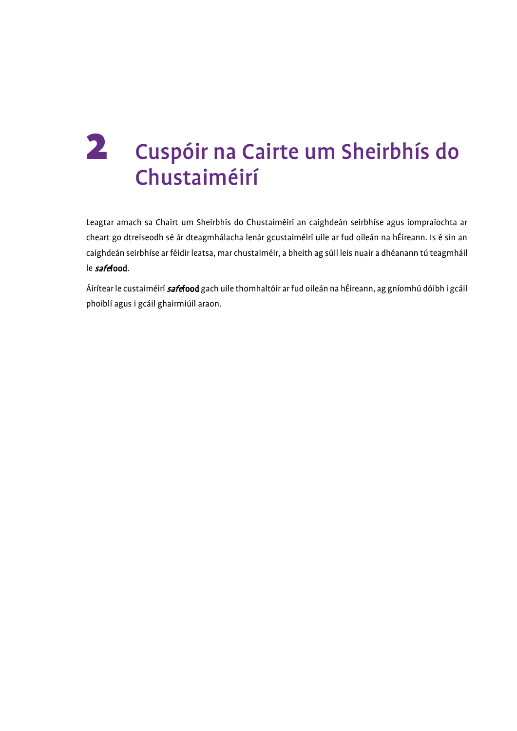# 2 Cuspóir na Cairte um Sheirbhís do Chustaiméirí

Leagtar amach sa Chairt um Sheirbhís do Chustaiméirí an caighdeán seirbhíse agus iompraíochta ar cheart go dtreiseodh sé ár dteagmhálacha lenár gcustaiméirí uile ar fud oileán na hÉireann. Is é sin an caighdeán seirbhíse ar féidir leatsa, mar chustaiméir, a bheith ag súil leis nuair a dhéanann tú teagmháil le ***safe*****food**.

Áirítear le custaiméirí ***safe*****food** gach uile thomhaltóir ar fud oileán na hÉireann, ag gníomhú dóibh i gcáil phoiblí agus i gcáil ghairmiúil araon.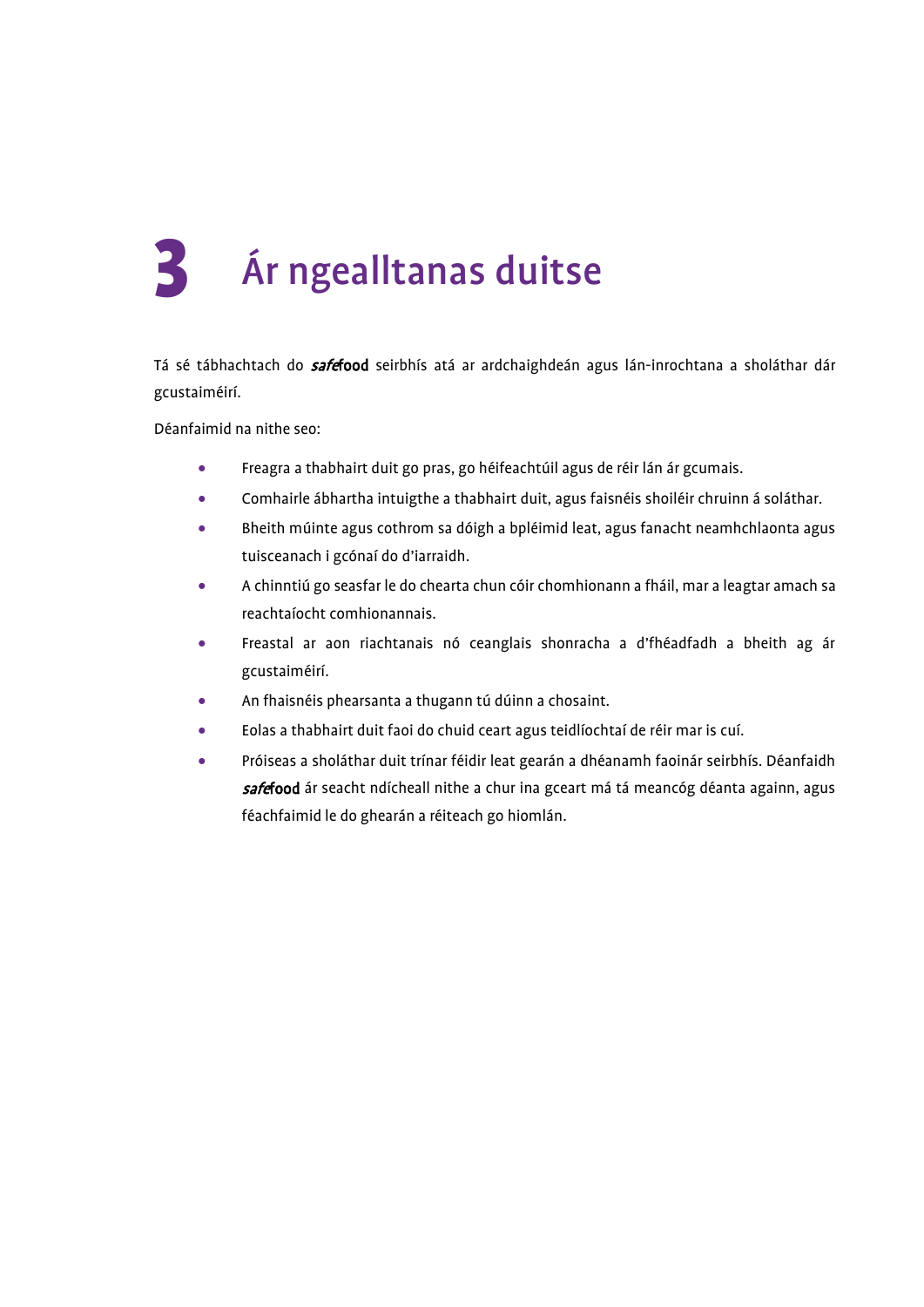# 3 Ár ngealltanas duitse

Tá sé tábhachtach do *safe*food seirbhís atá ar ardchaighdeán agus lán-inrochtana a sholáthar dár gcustaiméirí.

Déanfaimid na nithe seo:

- Freagra a thabhairt duit go pras, go héifeachtúil agus de réir lán ár gcumais.
- Comhairle ábhartha intuigthe a thabhairt duit, agus faisnéis shoiléir chruinn á soláthar.
- Bheith múinte agus cothrom sa dóigh a bpléimid leat, agus fanacht neamhchlaonta agus tuisceanach i gcónaí do d'iarraidh.
- A chinntiú go seasfar le do chearta chun cóir chomhionann a fháil, mar a leagtar amach sa reachtaíocht comhionannais.
- Freastal ar aon riachtanais nó ceanglais shonracha a d'fhéadfadh a bheith ag ár gcustaiméirí.
- An fhaisnéis phearsanta a thugann tú dúinn a chosaint.
- Eolas a thabhairt duit faoi do chuid ceart agus teidlíochtaí de réir mar is cuí.
- Próiseas a sholáthar duit trínar féidir leat gearán a dhéanamh faoinár seirbhís. Déanfaidh *safe*food ár seacht ndícheall nithe a chur ina gceart má tá meancóg déanta againn, agus féachfaimid le do ghearán a réiteach go hiomlán.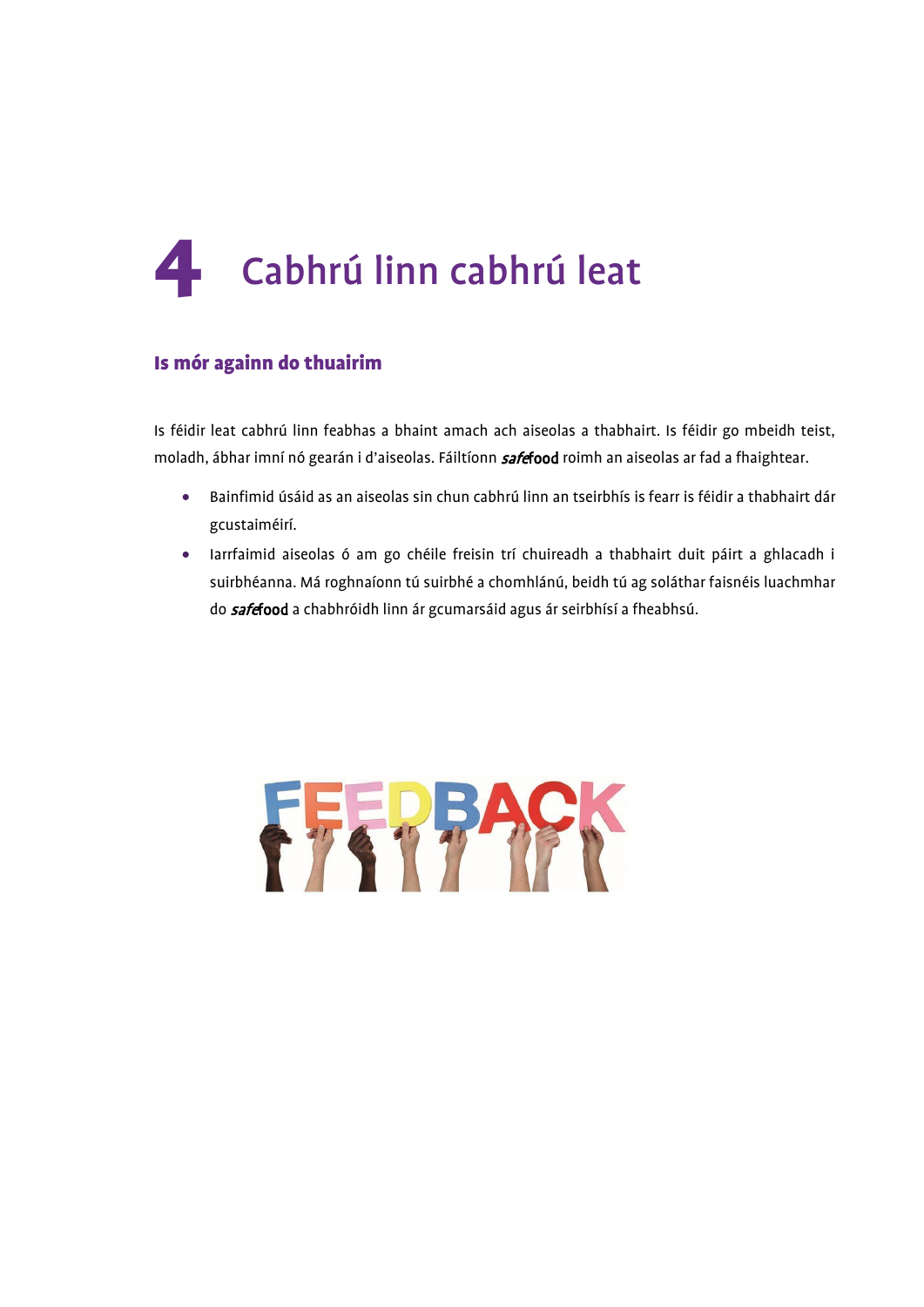# 4 Cabhrú linn cabhrú leat

## Is mór againn do thuairim

Is féidir leat cabhrú linn feabhas a bhaint amach ach aiseolas a thabhairt. Is féidir go mbeidh teist, moladh, ábhar imní nó gearán i d'aiseolas. Fáiltíonn *safe*food roimh an aiseolas ar fad a fhaightear.

- Bainfimid úsáid as an aiseolas sin chun cabhrú linn an tseirbhís is fearr is féidir a thabhairt dár gcustaiméirí.
- Iarrfaimid aiseolas ó am go chéile freisin trí chuireadh a thabhairt duit páirt a ghlacadh i suirbhéanna. Má roghnaíonn tú suirbhé a chomhlánú, beidh tú ag soláthar faisnéis luachmhar do *safe*food a chabhróidh linn ár gcumarsáid agus ár seirbhísí a fheabhsú.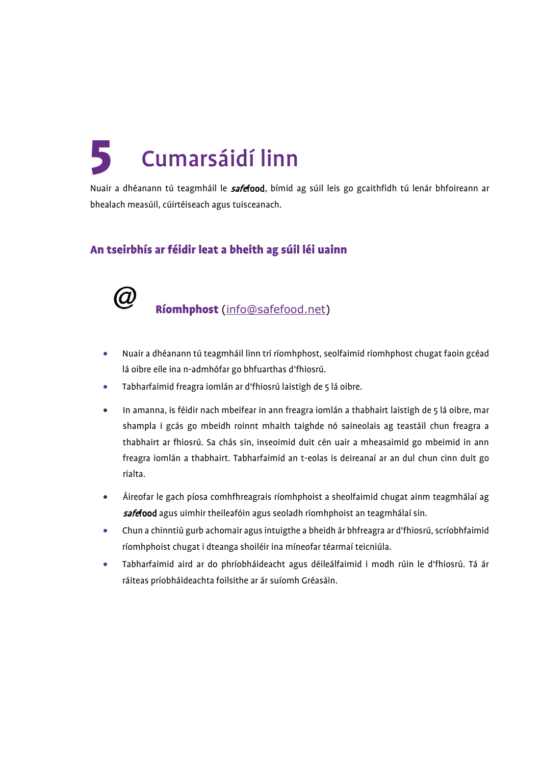# 5 Cumarsáidí linn

Nuair a dhéanann tú teagmháil le ***safe*food**, bímid ag súil leis go gcaithfidh tú lenár bhfoireann ar bhealach measúil, cúirtéiseach agus tuisceanach.

## An tseirbhís ar féidir leat a bheith ag súil léi uainn

@ **Ríomhphost** (info@safefood.net)

- Nuair a dhéanann tú teagmháil linn trí ríomhphost, seolfaimid ríomhphost chugat faoin gcéad lá oibre eile ina n-admhófar go bhfuarthas d'fhiosrú.
- Tabharfaimid freagra iomlán ar d'fhiosrú laistigh de 5 lá oibre.
- In amanna, is féidir nach mbeifear in ann freagra iomlán a thabhairt laistigh de 5 lá oibre, mar shampla i gcás go mbeidh roinnt mhaith taighde nó saineolais ag teastáil chun freagra a thabhairt ar fhiosrú. Sa chás sin, inseoimid duit cén uair a mheasaimid go mbeimid in ann freagra iomlán a thabhairt. Tabharfaimid an t-eolas is deireanaí ar an dul chun cinn duit go rialta.
- Áireofar le gach píosa comhfhreagrais ríomhphoist a sheolfaimid chugat ainm teagmhálaí ag ***safe*food** agus uimhir theileafóin agus seoladh ríomhphoist an teagmhálaí sin.
- Chun a chinntiú gurb achomair agus intuigthe a bheidh ár bhfreagra ar d'fhiosrú, scríobhfaimid ríomhphoist chugat i dteanga shoiléir ina míneofar téarmaí teicniúla.
- Tabharfaimid aird ar do phríobháideacht agus déileálfaimid i modh rúin le d'fhiosrú. Tá ár ráiteas príobháideachta foilsithe ar ár suíomh Gréasáin.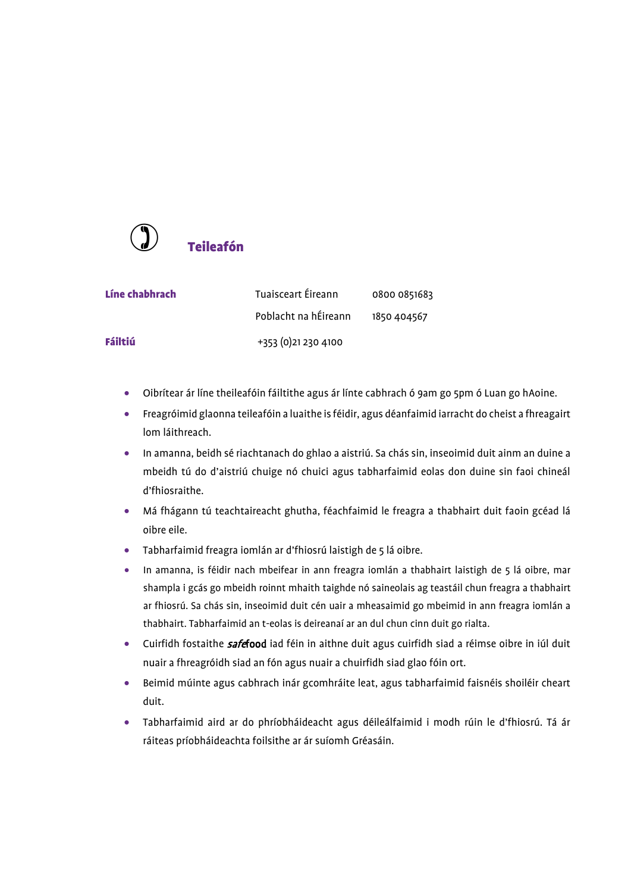## Teileafón

| | | |
|---|---|---|
| **Líne chabhrach** | Tuaisceart Éireann | 0800 0851683 |
| | Poblacht na hÉireann | 1850 404567 |
| **Fáiltiú** | +353 (0)21 230 4100 | |

- Oibrítear ár líne theileafóin fáiltithe agus ár línte cabhrach ó 9am go 5pm ó Luan go hAoine.
- Freagróimid glaonna teileafóin a luaithe is féidir, agus déanfaimid iarracht do cheist a fhreagairt lom láithreach.
- In amanna, beidh sé riachtanach do ghlao a aistriú. Sa chás sin, inseoimid duit ainm an duine a mbeidh tú do d'aistriú chuige nó chuici agus tabharfaimid eolas don duine sin faoi chineál d'fhiosraithe.
- Má fhágann tú teachtaireacht ghutha, féachfaimid le freagra a thabhairt duit faoin gcéad lá oibre eile.
- Tabharfaimid freagra iomlán ar d'fhiosrú laistigh de 5 lá oibre.
- In amanna, is féidir nach mbeifear in ann freagra iomlán a thabhairt laistigh de 5 lá oibre, mar shampla i gcás go mbeidh roinnt mhaith taighde nó saineolais ag teastáil chun freagra a thabhairt ar fhiosrú. Sa chás sin, inseoimid duit cén uair a mheasaimid go mbeimid in ann freagra iomlán a thabhairt. Tabharfaimid an t-eolas is deireanaí ar an dul chun cinn duit go rialta.
- Cuirfidh fostaithe ***safe*food** iad féin in aithne duit agus cuirfidh siad a réimse oibre in iúl duit nuair a fhreagróidh siad an fón agus nuair a chuirfidh siad glao fóin ort.
- Beimid múinte agus cabhrach inár gcomhráite leat, agus tabharfaimid faisnéis shoiléir cheart duit.
- Tabharfaimid aird ar do phríobháideacht agus déileálfaimid i modh rúin le d'fhiosrú. Tá ár ráiteas príobháideachta foilsithe ar ár suíomh Gréasáin.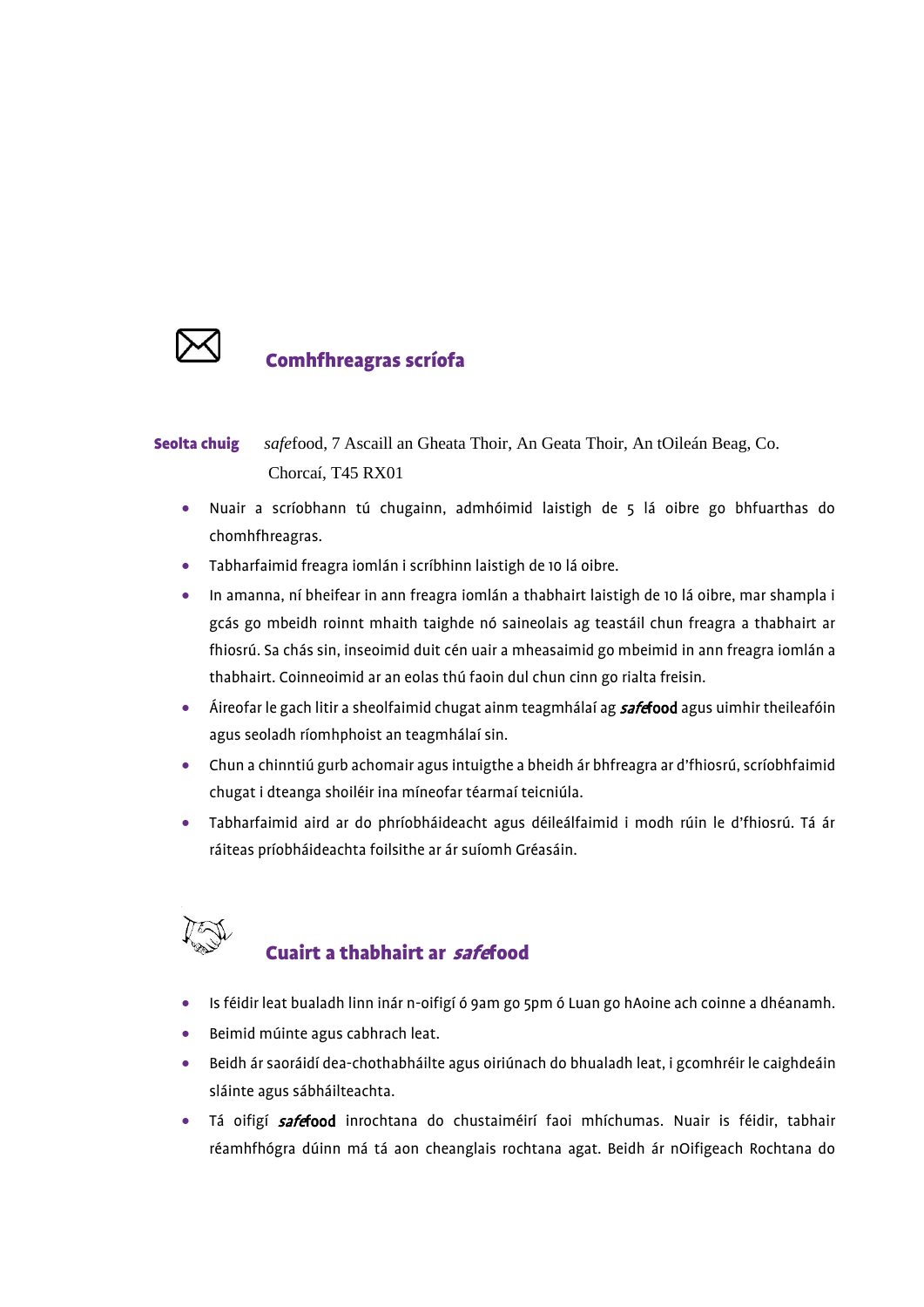## Comhfhreagras scríofa

**Seolta chuig** *safe*food, 7 Ascaill an Gheata Thoir, An Geata Thoir, An tOileán Beag, Co. Chorcaí, T45 RX01

- Nuair a scríobhann tú chugainn, admhóimid laistigh de 5 lá oibre go bhfuarthas do chomhfhreagras.
- Tabharfaimid freagra iomlán i scríbhinn laistigh de 10 lá oibre.
- In amanna, ní bheifear in ann freagra iomlán a thabhairt laistigh de 10 lá oibre, mar shampla i gcás go mbeidh roinnt mhaith taighde nó saineolais ag teastáil chun freagra a thabhairt ar fhiosrú. Sa chás sin, inseoimid duit cén uair a mheasaimid go mbeimid in ann freagra iomlán a thabhairt. Coinneoimid ar an eolas thú faoin dul chun cinn go rialta freisin.
- Áireofar le gach litir a sheolfaimid chugat ainm teagmhálaí ag *safe*food agus uimhir theileafóin agus seoladh ríomhphoist an teagmhálaí sin.
- Chun a chinntiú gurb achomair agus intuigthe a bheidh ár bhfreagra ar d'fhiosrú, scríobhfaimid chugat i dteanga shoiléir ina míneofar téarmaí teicniúla.
- Tabharfaimid aird ar do phríobháideacht agus déileálfaimid i modh rúin le d'fhiosrú. Tá ár ráiteas príobháideachta foilsithe ar ár suíomh Gréasáin.

## Cuairt a thabhairt ar *safe*food

- Is féidir leat bualadh linn inár n-oifigí ó 9am go 5pm ó Luan go hAoine ach coinne a dhéanamh.
- Beimid múinte agus cabhrach leat.
- Beidh ár saoráidí dea-chothabháilte agus oiriúnach do bhualadh leat, i gcomhréir le caighdeáin sláinte agus sábháilteachta.
- Tá oifigí *safe*food inrochtana do chustaiméirí faoi mhíchumas. Nuair is féidir, tabhair réamhfhógra dúinn má tá aon cheanglais rochtana agat. Beidh ár nOifigeach Rochtana do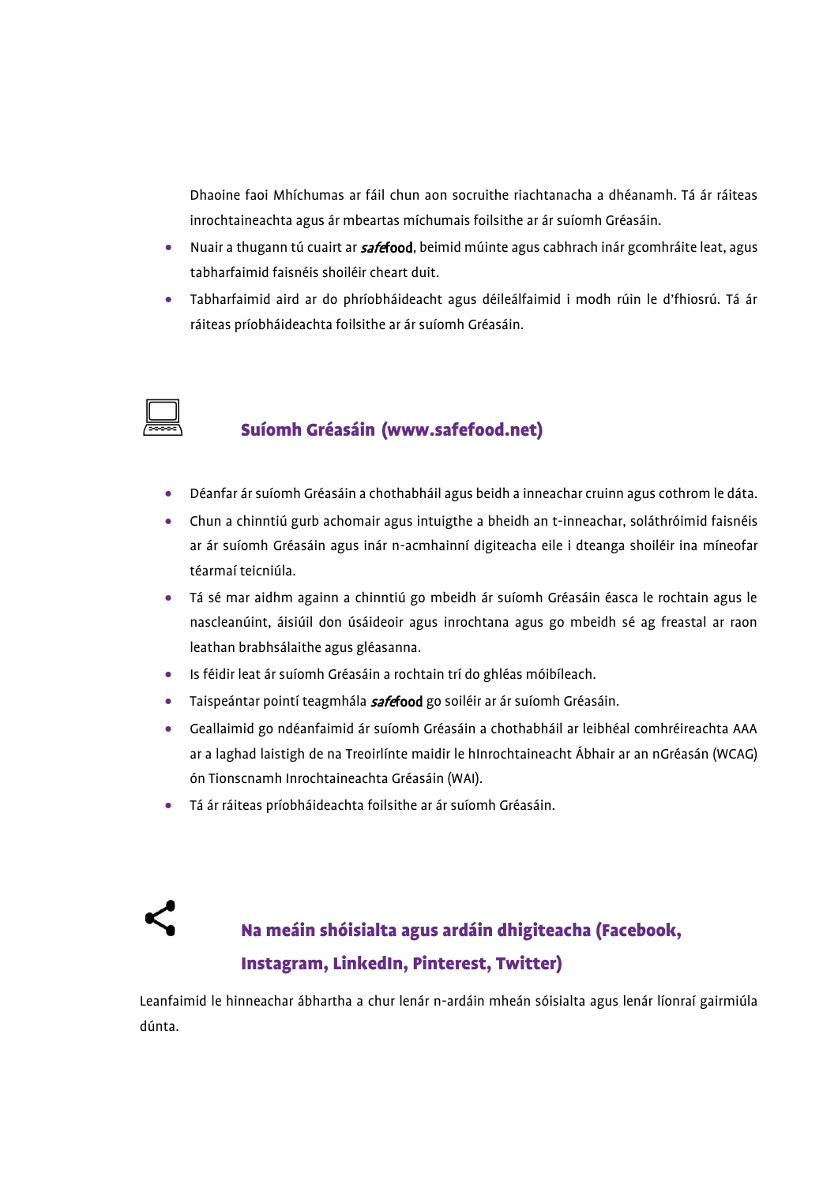Dhaoine faoi Mhíchumas ar fáil chun aon socruithe riachtanacha a dhéanamh. Tá ár ráiteas inrochtaineachta agus ár mbeartas míchumais foilsithe ar ár suíomh Gréasáin.

- Nuair a thugann tú cuairt ar *safe*food, beimid múinte agus cabhrach inár gcomhráite leat, agus tabharfaimid faisnéis shoiléir cheart duit.
- Tabharfaimid aird ar do phríobháideacht agus déileálfaimid i modh rúin le d'fhiosrú. Tá ár ráiteas príobháideachta foilsithe ar ár suíomh Gréasáin.

## Suíomh Gréasáin (www.safefood.net)

- Déanfar ár suíomh Gréasáin a chothabháil agus beidh a inneachar cruinn agus cothrom le dáta.
- Chun a chinntiú gurb achomair agus intuigthe a bheidh an t-inneachar, soláthróimid faisnéis ar ár suíomh Gréasáin agus inár n-acmhainní digiteacha eile i dteanga shoiléir ina míneofar téarmaí teicniúla.
- Tá sé mar aidhm againn a chinntiú go mbeidh ár suíomh Gréasáin éasca le rochtain agus le nascleanúint, áisiúil don úsáideoir agus inrochtana agus go mbeidh sé ag freastal ar raon leathan brabhsálaithe agus gléasanna.
- Is féidir leat ár suíomh Gréasáin a rochtain trí do ghléas móibíleach.
- Taispeántar pointí teagmhála *safe*food go soiléir ar ár suíomh Gréasáin.
- Geallaimid go ndéanfaimid ár suíomh Gréasáin a chothabháil ar leibhéal comhréireachta AAA ar a laghad laistigh de na Treoirlínte maidir le hInrochtaineacht Ábhair ar an nGréasán (WCAG) ón Tionscnamh Inrochtaineachta Gréasáin (WAI).
- Tá ár ráiteas príobháideachta foilsithe ar ár suíomh Gréasáin.

## Na meáin shóisialta agus ardáin dhigiteacha (Facebook, Instagram, LinkedIn, Pinterest, Twitter)

Leanfaimid le hinneachar ábhartha a chur lenár n-ardáin mheán sóisialta agus lenár líonraí gairmiúla dúnta.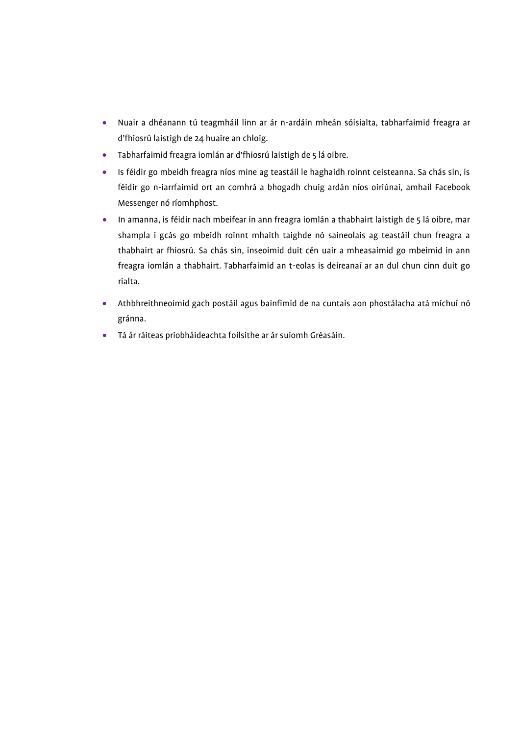- Nuair a dhéanann tú teagmháil linn ar ár n-ardáin mheán sóisialta, tabharfaimid freagra ar d'fhiosrú laistigh de 24 huaire an chloig.
- Tabharfaimid freagra iomlán ar d'fhiosrú laistigh de 5 lá oibre.
- Is féidir go mbeidh freagra níos mine ag teastáil le haghaidh roinnt ceisteanna. Sa chás sin, is féidir go n-iarrfaimid ort an comhrá a bhogadh chuig ardán níos oiriúnaí, amhail Facebook Messenger nó ríomhphost.
- In amanna, is féidir nach mbeifear in ann freagra iomlán a thabhairt laistigh de 5 lá oibre, mar shampla i gcás go mbeidh roinnt mhaith taighde nó saineolais ag teastáil chun freagra a thabhairt ar fhiosrú. Sa chás sin, inseoimid duit cén uair a mheasaimid go mbeimid in ann freagra iomlán a thabhairt. Tabharfaimid an t-eolas is deireanaí ar an dul chun cinn duit go rialta.
- Athbhreithneoimid gach postáil agus bainfimid de na cuntais aon phostálacha atá míchuí nó gránna.
- Tá ár ráiteas príobháideachta foilsithe ar ár suíomh Gréasáin.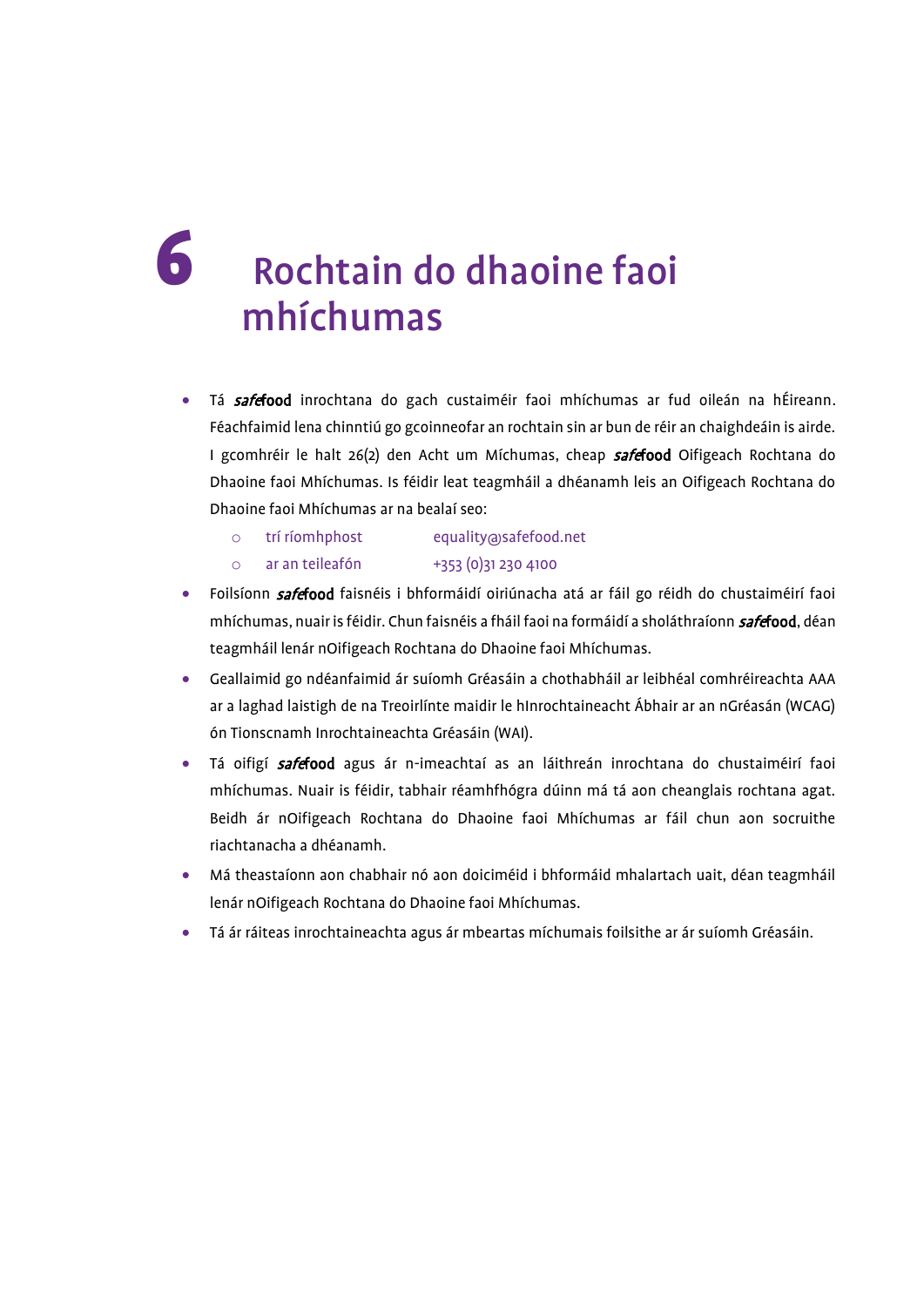# 6 Rochtain do dhaoine faoi mhíchumas

- Tá ***safe*****food** inrochtana do gach custaiméir faoi mhíchumas ar fud oileán na hÉireann. Féachfaimid lena chinntiú go gcoinneofar an rochtain sin ar bun de réir an chaighdeáin is airde. I gcomhréir le halt 26(2) den Acht um Míchumas, cheap ***safe*****food** Oifigeach Rochtana do Dhaoine faoi Mhíchumas. Is féidir leat teagmháil a dhéanamh leis an Oifigeach Rochtana do Dhaoine faoi Mhíchumas ar na bealaí seo:
  - trí ríomhphost equality@safefood.net
  - ar an teileafón +353 (0)31 230 4100
- Foilsíonn ***safe*****food** faisnéis i bhformáidí oiriúnacha atá ar fáil go réidh do chustaiméirí faoi mhíchumas, nuair is féidir. Chun faisnéis a fháil faoi na formáidí a sholáthraíonn ***safe*****food**, déan teagmháil lenár nOifigeach Rochtana do Dhaoine faoi Mhíchumas.
- Geallaimid go ndéanfaimid ár suíomh Gréasáin a chothabháil ar leibhéal comhréireachta AAA ar a laghad laistigh de na Treoirlínte maidir le hInrochtaineacht Ábhair ar an nGréasán (WCAG) ón Tionscnamh Inrochtaineachta Gréasáin (WAI).
- Tá oifigí ***safe*****food** agus ár n-imeachtaí as an láithreán inrochtana do chustaiméirí faoi mhíchumas. Nuair is féidir, tabhair réamhfhógra dúinn má tá aon cheanglais rochtana agat. Beidh ár nOifigeach Rochtana do Dhaoine faoi Mhíchumas ar fáil chun aon socruithe riachtanacha a dhéanamh.
- Má theastaíonn aon chabhair nó aon doiciméid i bhformáid mhalartach uait, déan teagmháil lenár nOifigeach Rochtana do Dhaoine faoi Mhíchumas.
- Tá ár ráiteas inrochtaineachta agus ár mbeartas míchumais foilsithe ar ár suíomh Gréasáin.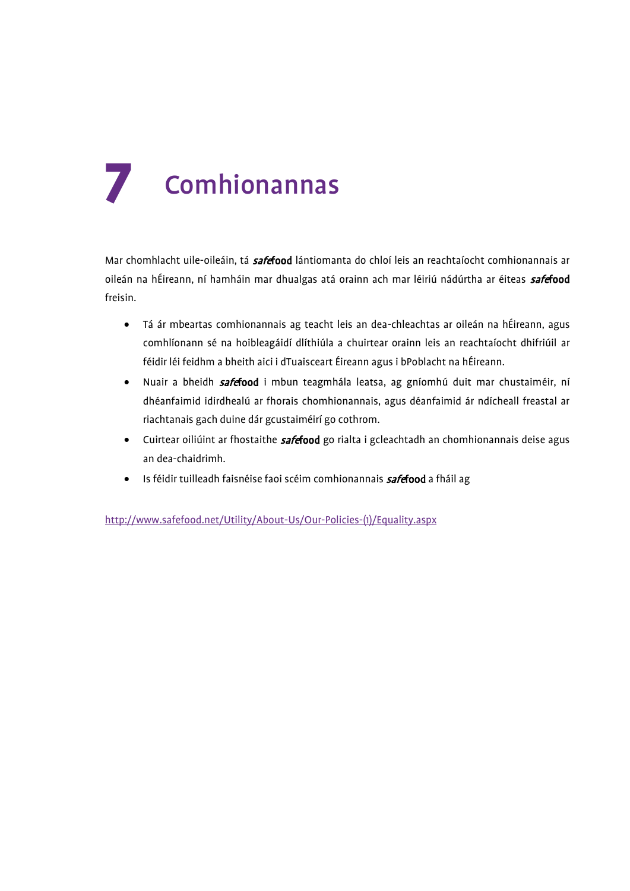# 7 Comhionannas

Mar chomhlacht uile-oileáin, tá ***safe*food** lántiomanta do chloí leis an reachtaíocht comhionannais ar oileán na hÉireann, ní hamháin mar dhualgas atá orainn ach mar léiriú nádúrtha ar éiteas ***safe*food** freisin.

- Tá ár mbeartas comhionannais ag teacht leis an dea-chleachtas ar oileán na hÉireann, agus comhlíonann sé na hoibleagáidí dlíthiúla a chuirtear orainn leis an reachtaíocht dhifriúil ar féidir léi feidhm a bheith aici i dTuaisceart Éireann agus i bPoblacht na hÉireann.
- Nuair a bheidh ***safe*food** i mbun teagmhála leatsa, ag gníomhú duit mar chustaiméir, ní dhéanfaimid idirdhealú ar fhorais chomhionannais, agus déanfaimid ár ndícheall freastal ar riachtanais gach duine dár gcustaiméirí go cothrom.
- Cuirtear oiliúint ar fhostaithe ***safe*food** go rialta i gcleachtadh an chomhionannais deise agus an dea-chaidrimh.
- Is féidir tuilleadh faisnéise faoi scéim comhionannais ***safe*food** a fháil ag

http://www.safefood.net/Utility/About-Us/Our-Policies-(1)/Equality.aspx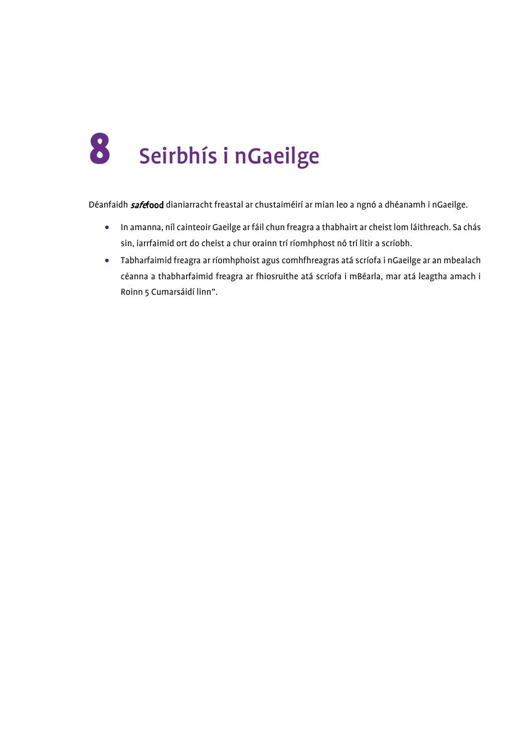# 8 Seirbhís i nGaeilge

Déanfaidh ***safe*****food** dianiarracht freastal ar chustaiméirí ar mian leo a ngnó a dhéanamh i nGaeilge.

- In amanna, níl cainteoir Gaeilge ar fáil chun freagra a thabhairt ar cheist lom láithreach. Sa chás sin, iarrfaimid ort do cheist a chur orainn trí ríomhphost nó trí litir a scríobh.
- Tabharfaimid freagra ar ríomhphoist agus comhfhreagras atá scríofa i nGaeilge ar an mbealach céanna a thabharfaimid freagra ar fhiosruithe atá scríofa i mBéarla, mar atá leagtha amach i Roinn 5 Cumarsáidí linn".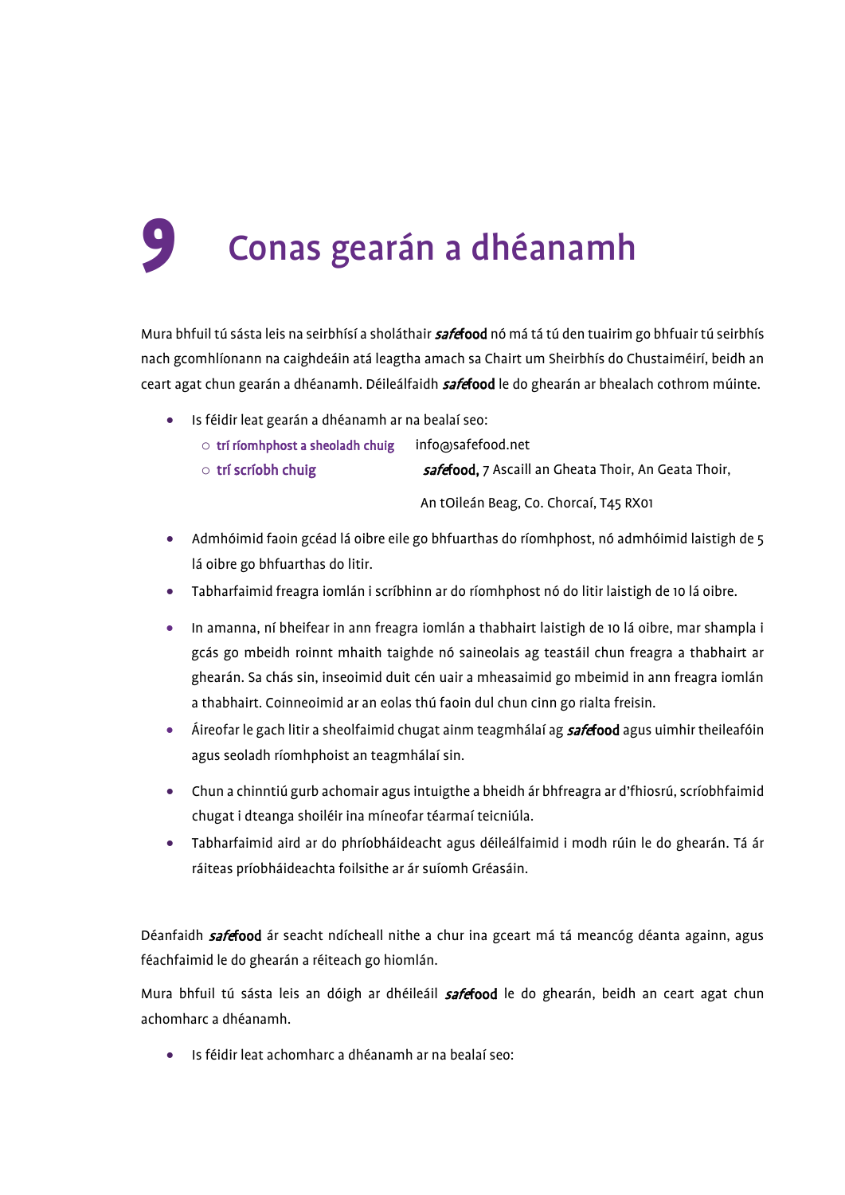# 9 Conas gearán a dhéanamh

Mura bhfuil tú sásta leis na seirbhísí a sholáthair ***safe*food** nó má tá tú den tuairim go bhfuair tú seirbhís nach gcomhlíonann na caighdeáin atá leagtha amach sa Chairt um Sheirbhís do Chustaiméirí, beidh an ceart agat chun gearán a dhéanamh. Déileálfaidh ***safe*food** le do ghearán ar bhealach cothrom múinte.

- Is féidir leat gearán a dhéanamh ar na bealaí seo:
  - **trí ríomhphost a sheoladh chuig** info@safefood.net
  - **trí scríobh chuig** ***safe*food**, 7 Ascaill an Gheata Thoir, An Geata Thoir, An tOileán Beag, Co. Chorcaí, T45 RX01
- Admhóimid faoin gcéad lá oibre eile go bhfuarthas do ríomhphost, nó admhóimid laistigh de 5 lá oibre go bhfuarthas do litir.
- Tabharfaimid freagra iomlán i scríbhinn ar do ríomhphost nó do litir laistigh de 10 lá oibre.
- In amanna, ní bheifear in ann freagra iomlán a thabhairt laistigh de 10 lá oibre, mar shampla i gcás go mbeidh roinnt mhaith taighde nó saineolais ag teastáil chun freagra a thabhairt ar ghearán. Sa chás sin, inseoimid duit cén uair a mheasaimid go mbeimid in ann freagra iomlán a thabhairt. Coinneoimid ar an eolas thú faoin dul chun cinn go rialta freisin.
- Áireofar le gach litir a sheolfaimid chugat ainm teagmhálaí ag ***safe*food** agus uimhir theileafóin agus seoladh ríomhphoist an teagmhálaí sin.
- Chun a chinntiú gurb achomair agus intuigthe a bheidh ár bhfreagra ar d'fhiosrú, scríobhfaimid chugat i dteanga shoiléir ina míneofar téarmaí teicniúla.
- Tabharfaimid aird ar do phríobháideacht agus déileálfaimid i modh rúin le do ghearán. Tá ár ráiteas príobháideachta foilsithe ar ár suíomh Gréasáin.

Déanfaidh ***safe*food** ár seacht ndícheall nithe a chur ina gceart má tá meancóg déanta againn, agus féachfaimid le do ghearán a réiteach go hiomlán.

Mura bhfuil tú sásta leis an dóigh ar dhéileáil ***safe*food** le do ghearán, beidh an ceart agat chun achomharc a dhéanamh.

- Is féidir leat achomharc a dhéanamh ar na bealaí seo: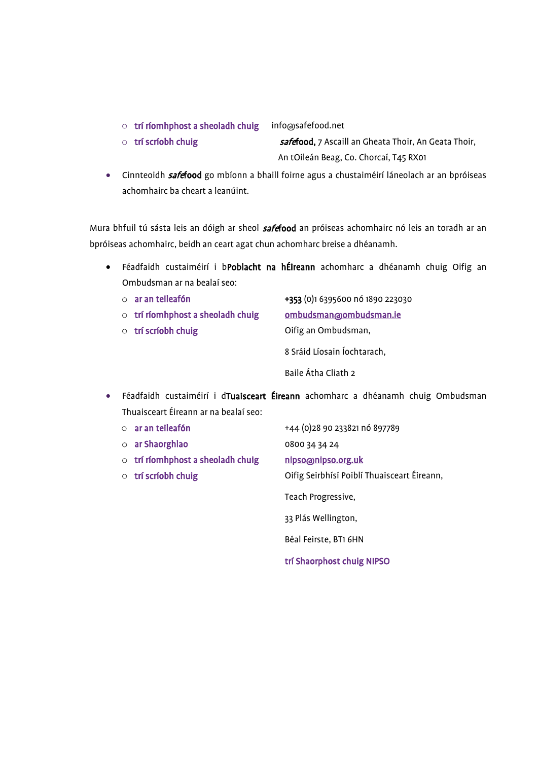- trí ríomhphost a sheoladh chuig info@safefood.net
- trí scríobh chuig *safe*food, 7 Ascaill an Gheata Thoir, An Geata Thoir, An tOileán Beag, Co. Chorcaí, T45 RX01

- Cinnteoidh *safe*food go mbíonn a bhaill foirne agus a chustaiméirí láneolach ar an bpróiseas achomhairc ba cheart a leanúint.

Mura bhfuil tú sásta leis an dóigh ar sheol *safe*food an próiseas achomhairc nó leis an toradh ar an bpróiseas achomhairc, beidh an ceart agat chun achomharc breise a dhéanamh.

- Féadfaidh custaiméirí i b**Poblacht na hÉireann** achomharc a dhéanamh chuig Oifig an Ombudsman ar na bealaí seo:
  - ar an teileafón +353 (0)1 6395600 nó 1890 223030
  - trí ríomhphost a sheoladh chuig ombudsman@ombudsman.ie
  - trí scríobh chuig Oifig an Ombudsman,

    8 Sráid Líosain Íochtarach,

    Baile Átha Cliath 2

- Féadfaidh custaiméirí i d**Tuaisceart Éireann** achomharc a dhéanamh chuig Ombudsman Thuaisceart Éireann ar na bealaí seo:
  - ar an teileafón +44 (0)28 90 233821 nó 897789
  - ar Shaorghlao 0800 34 34 24
  - trí ríomhphost a sheoladh chuig nipso@nipso.org.uk
  - trí scríobh chuig Oifig Seirbhísí Poiblí Thuaisceart Éireann,

    Teach Progressive,

    33 Plás Wellington,

    Béal Feirste, BT1 6HN

    trí Shaorphost chuig NIPSO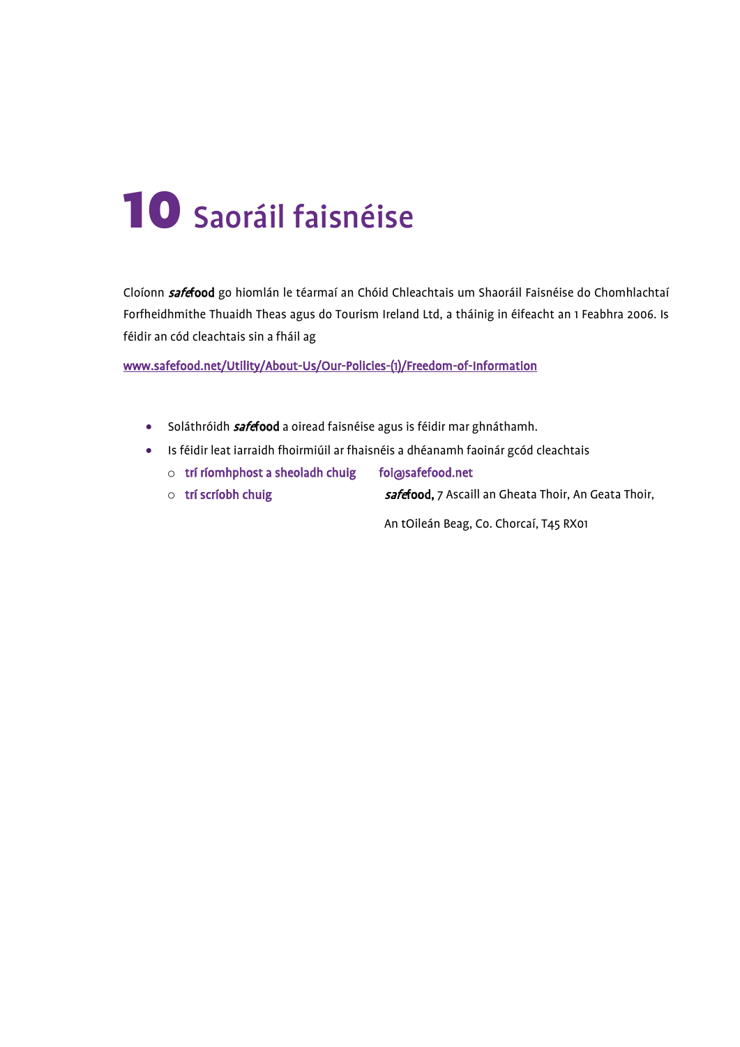# 10 Saoráil faisnéise

Cloíonn ***safe*food** go hiomlán le téarmaí an Chóid Chleachtais um Shaoráil Faisnéise do Chomhlachtaí Forfheidhmithe Thuaidh Theas agus do Tourism Ireland Ltd, a tháinig in éifeacht an 1 Feabhra 2006. Is féidir an cód cleachtais sin a fháil ag

www.safefood.net/Utility/About-Us/Our-Policies-(1)/Freedom-of-Information

- Soláthróidh ***safe*food** a oiread faisnéise agus is féidir mar ghnáthamh.
- Is féidir leat iarraidh fhoirmiúil ar fhaisnéis a dhéanamh faoinár gcód cleachtais
  - trí ríomhphost a sheoladh chuig foi@safefood.net
  - trí scríobh chuig ***safe*food**, 7 Ascaill an Gheata Thoir, An Geata Thoir, An tOileán Beag, Co. Chorcaí, T45 RX01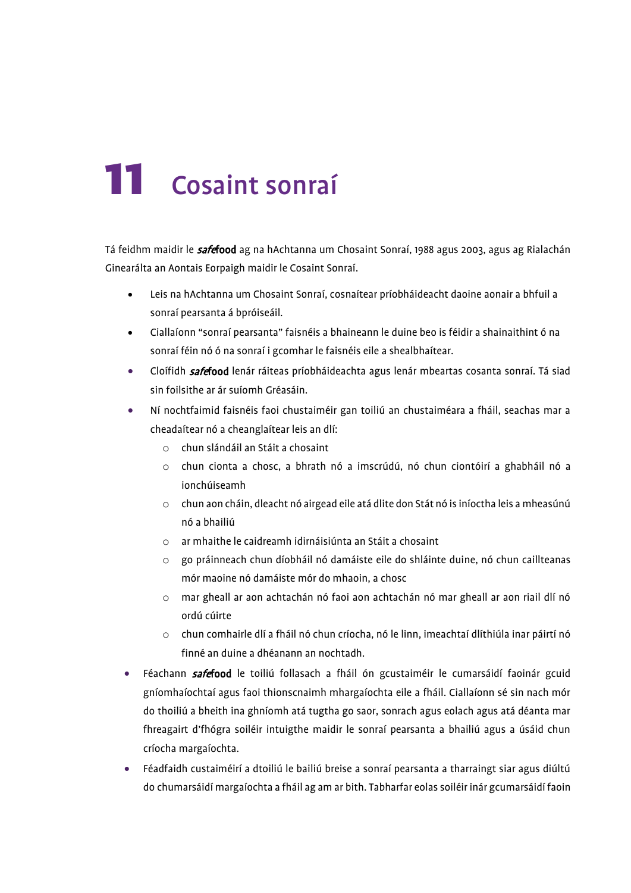# 11 Cosaint sonraí

Tá feidhm maidir le ***safe*food** ag na hAchtanna um Chosaint Sonraí, 1988 agus 2003, agus ag Rialachán Ginearálta an Aontais Eorpaigh maidir le Cosaint Sonraí.

- Leis na hAchtanna um Chosaint Sonraí, cosnaítear príobháideacht daoine aonair a bhfuil a sonraí pearsanta á bpróiseáil.
- Ciallaíonn "sonraí pearsanta" faisnéis a bhaineann le duine beo is féidir a shainaithint ó na sonraí féin nó ó na sonraí i gcomhar le faisnéis eile a shealbhaítear.
- Cloífidh ***safe*food** lenár ráiteas príobháideachta agus lenár mbeartas cosanta sonraí. Tá siad sin foilsithe ar ár suíomh Gréasáin.
- Ní nochtfaimid faisnéis faoi chustaiméir gan toiliú an chustaiméara a fháil, seachas mar a cheadaítear nó a cheanglaítear leis an dlí:
  - chun slándáil an Stáit a chosaint
  - chun cionta a chosc, a bhrath nó a imscrúdú, nó chun ciontóirí a ghabháil nó a ionchúiseamh
  - chun aon cháin, dleacht nó airgead eile atá dlite don Stát nó is iníoctha leis a mheasúnú nó a bhailiú
  - ar mhaithe le caidreamh idirnáisiúnta an Stáit a chosaint
  - go práinneach chun díobháil nó damáiste eile do shláinte duine, nó chun caillteanas mór maoine nó damáiste mór do mhaoin, a chosc
  - mar gheall ar aon achtachán nó faoi aon achtachán nó mar gheall ar aon riail dlí nó ordú cúirte
  - chun comhairle dlí a fháil nó chun críocha, nó le linn, imeachtaí dlíthiúla inar páirtí nó finné an duine a dhéanann an nochtadh.
- Féachann ***safe*food** le toiliú follasach a fháil ón gcustaiméir le cumarsáidí faoinár gcuid gníomhaíochtaí agus faoi thionscnaimh mhargaíochta eile a fháil. Ciallaíonn sé sin nach mór do thoiliú a bheith ina ghníomh atá tugtha go saor, sonrach agus eolach agus atá déanta mar fhreagairt d'fhógra soiléir intuigthe maidir le sonraí pearsanta a bhailiú agus a úsáid chun críocha margaíochta.
- Féadfaidh custaiméirí a dtoiliú le bailiú breise a sonraí pearsanta a tharraingt siar agus diúltú do chumarsáidí margaíochta a fháil ag am ar bith. Tabharfar eolas soiléir inár gcumarsáidí faoin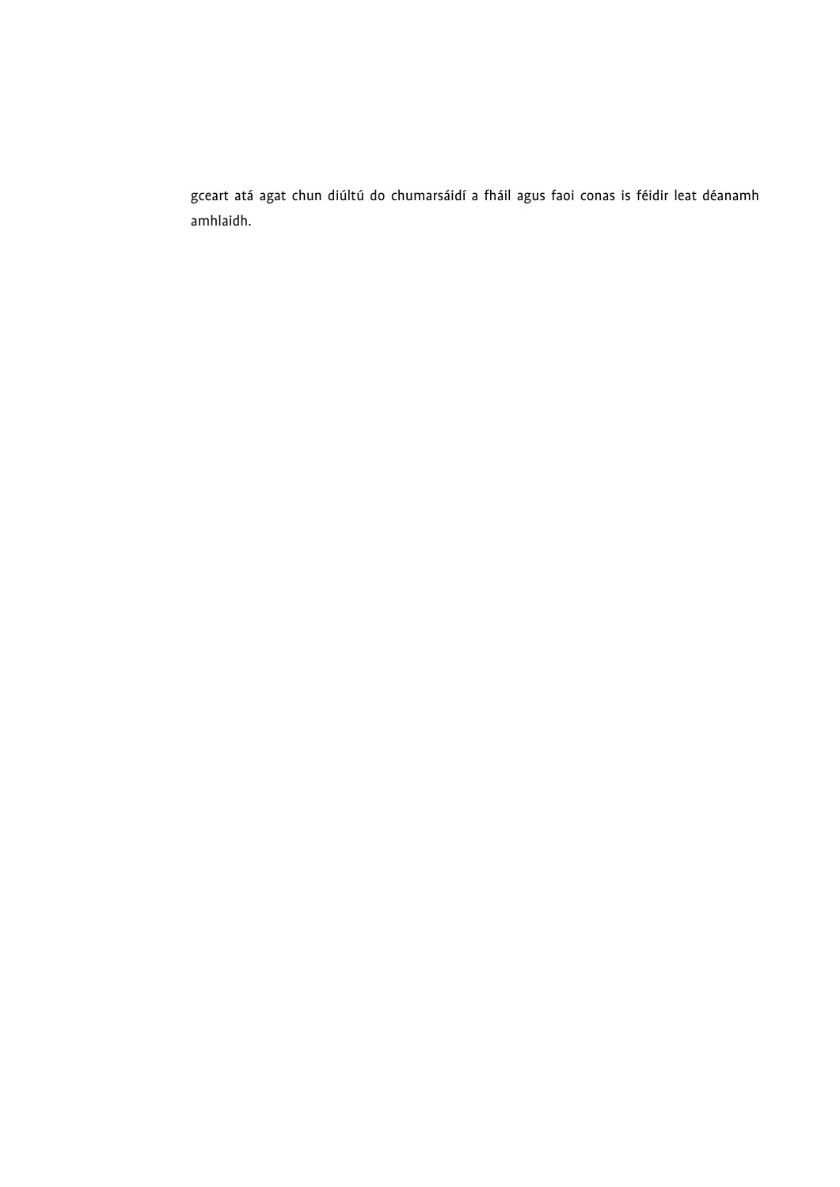gceart atá agat chun diúltú do chumarsáidí a fháil agus faoi conas is féidir leat déanamh amhlaidh.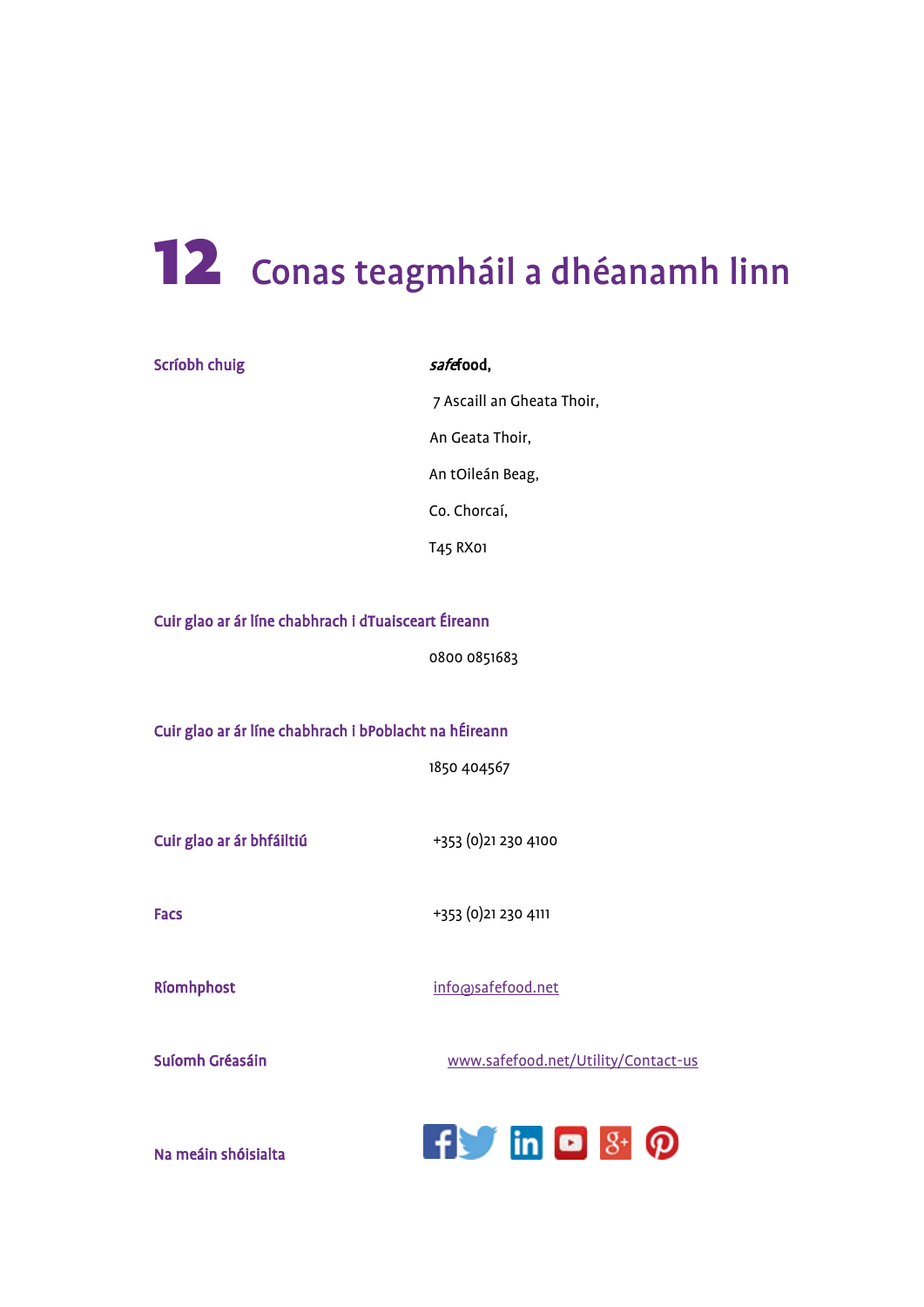# 12 Conas teagmháil a dhéanamh linn

**Scríobh chuig**

***safe*food,**

7 Ascaill an Gheata Thoir,

An Geata Thoir,

An tOileán Beag,

Co. Chorcaí,

T45 RX01

**Cuir glao ar ár líne chabhrach i dTuaisceart Éireann**

0800 0851683

**Cuir glao ar ár líne chabhrach i bPoblacht na hÉireann**

1850 404567

**Cuir glao ar ár bhfáiltiú** +353 (0)21 230 4100

**Facs** +353 (0)21 230 4111

**Ríomhphost** info@safefood.net

**Suíomh Gréasáin** www.safefood.net/Utility/Contact-us

**Na meáin shóisialta**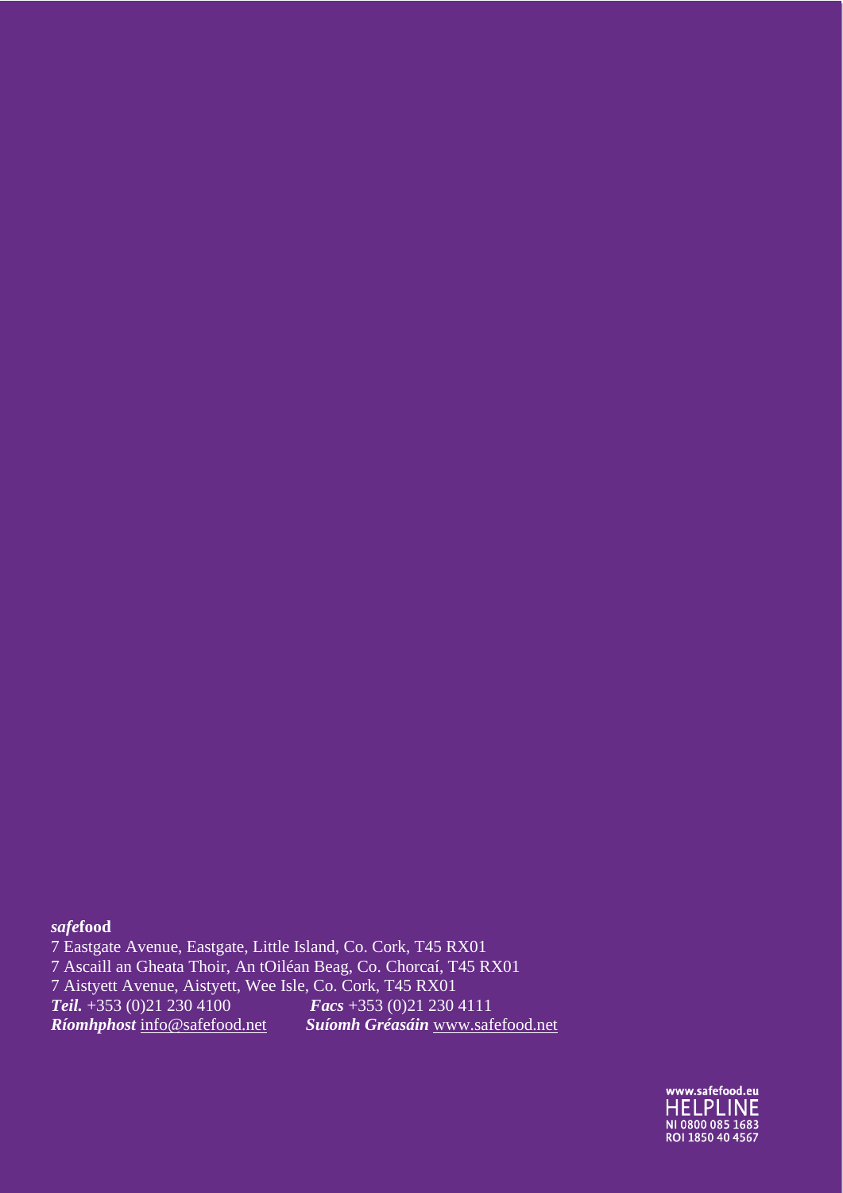***safe*food**

7 Eastgate Avenue, Eastgate, Little Island, Co. Cork, T45 RX01
7 Ascaill an Gheata Thoir, An tOiléan Beag, Co. Chorcaí, T45 RX01
7 Aistyett Avenue, Aistyett, Wee Isle, Co. Cork, T45 RX01
***Teil.*** +353 (0)21 230 4100 ***Facs*** +353 (0)21 230 4111
***Ríomhphost*** info@safefood.net ***Suíomh Gréasáin*** www.safefood.net

www.safefood.eu
HELPLINE
NI 0800 085 1683
ROI 1850 40 4567